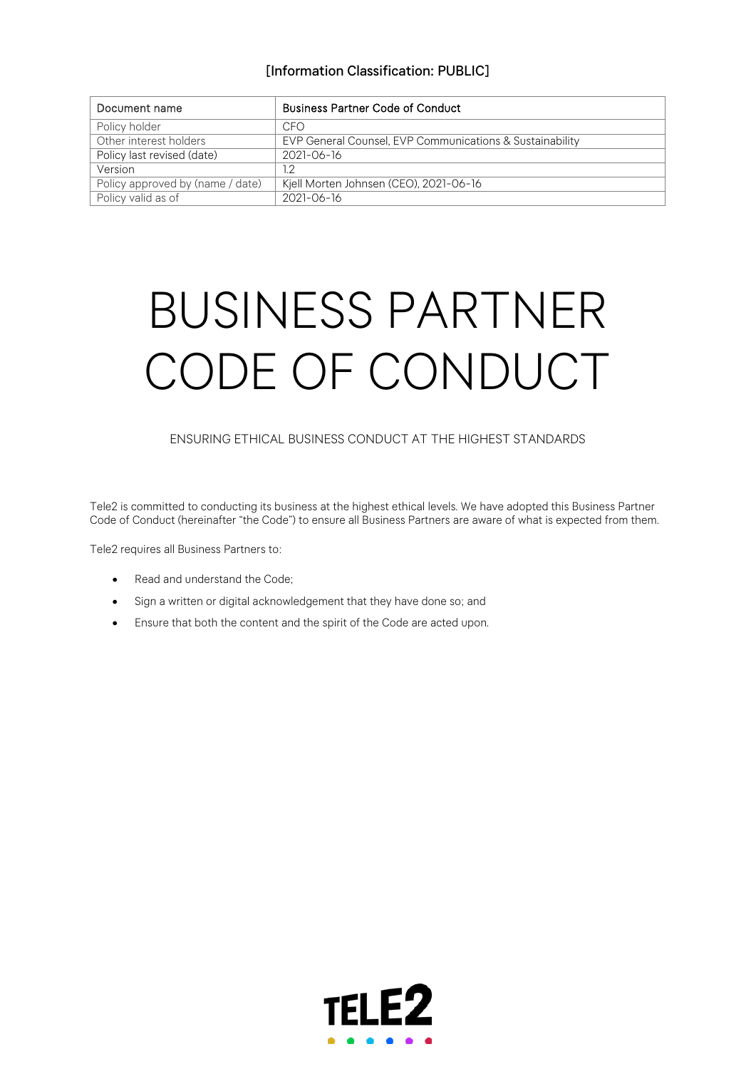[Information Classification: PUBLIC]

| Document name | Business Partner Code of Conduct |
|---|---|
| Policy holder | CFO |
| Other interest holders | EVP General Counsel, EVP Communications & Sustainability |
| Policy last revised (date) | 2021-06-16 |
| Version | 1.2 |
| Policy approved by (name / date) | Kjell Morten Johnsen (CEO), 2021-06-16 |
| Policy valid as of | 2021-06-16 |

# BUSINESS PARTNER CODE OF CONDUCT

ENSURING ETHICAL BUSINESS CONDUCT AT THE HIGHEST STANDARDS

Tele2 is committed to conducting its business at the highest ethical levels. We have adopted this Business Partner Code of Conduct (hereinafter "the Code") to ensure all Business Partners are aware of what is expected from them.

Tele2 requires all Business Partners to:

- Read and understand the Code;
- Sign a written or digital acknowledgement that they have done so; and
- Ensure that both the content and the spirit of the Code are acted upon.

TELE2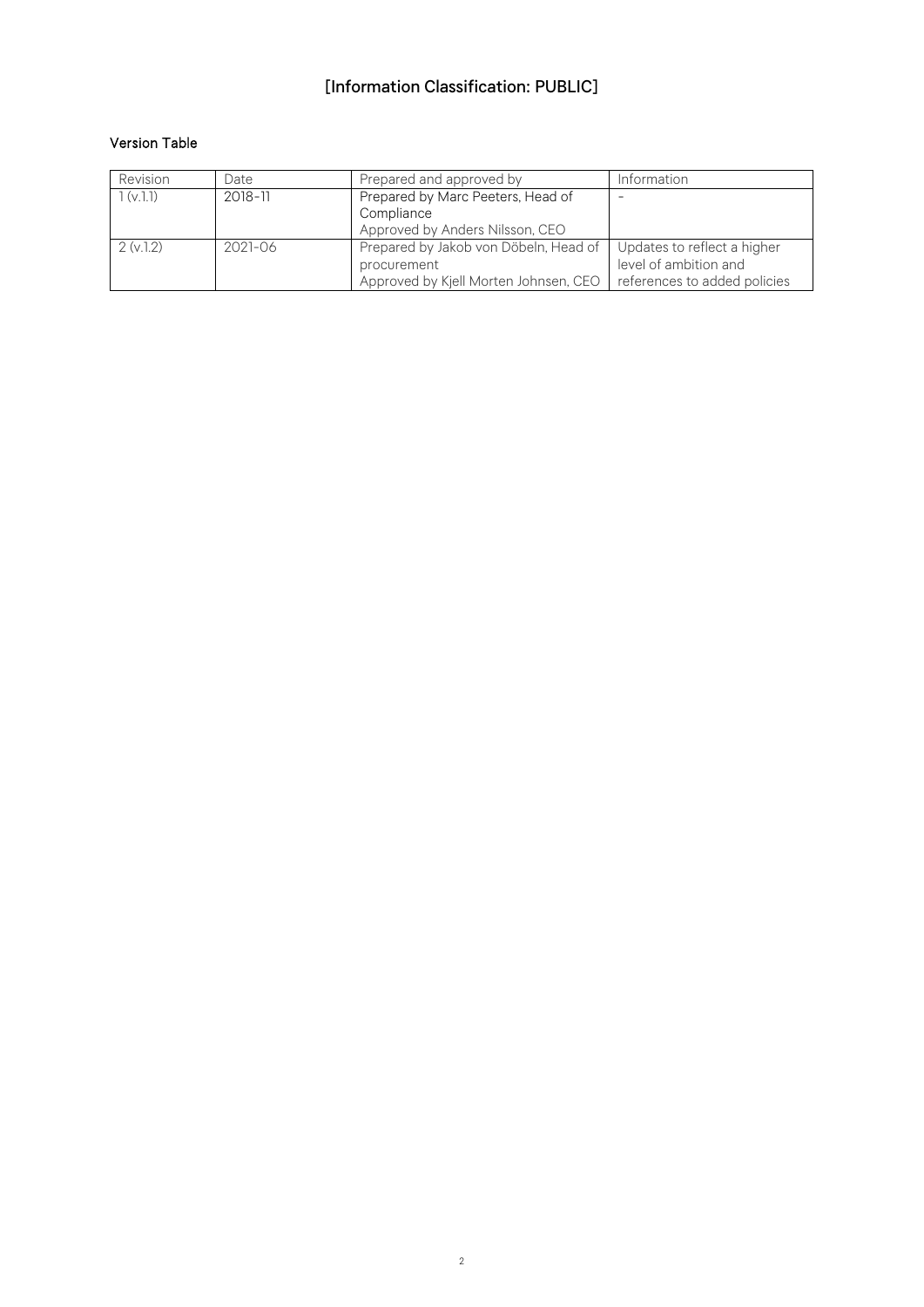[Information Classification: PUBLIC]

**Version Table**

| Revision | Date | Prepared and approved by | Information |
| --- | --- | --- | --- |
| 1 (v.1.1) | 2018-11 | Prepared by Marc Peeters, Head of Compliance<br>Approved by Anders Nilsson, CEO | - |
| 2 (v.1.2) | 2021-06 | Prepared by Jakob von Döbeln, Head of procurement<br>Approved by Kjell Morten Johnsen, CEO | Updates to reflect a higher level of ambition and references to added policies |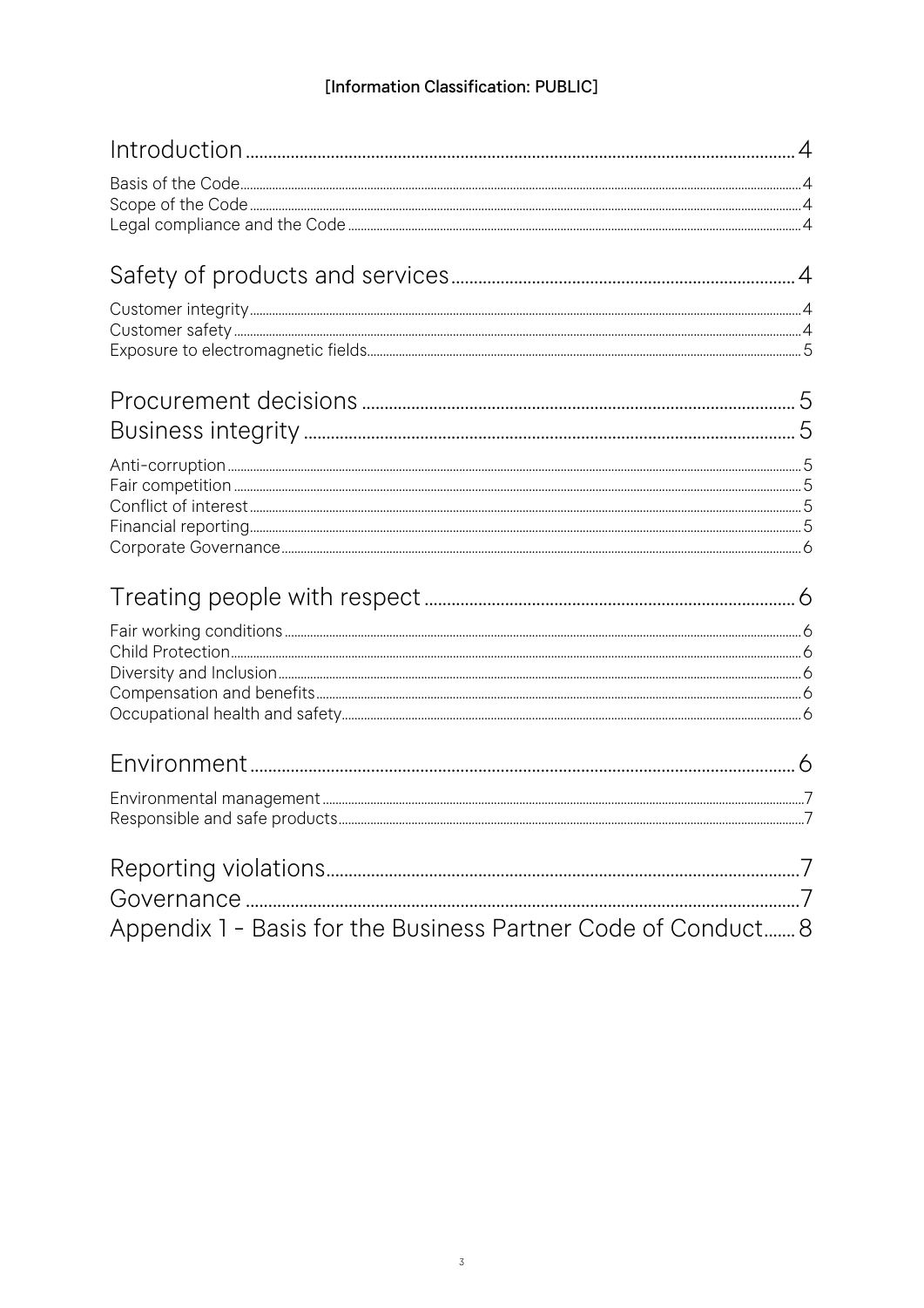[Information Classification: PUBLIC]

Introduction 4

- Basis of the Code 4
- Scope of the Code 4
- Legal compliance and the Code 4

Safety of products and services 4

- Customer integrity 4
- Customer safety 4
- Exposure to electromagnetic fields 5

Procurement decisions 5

Business integrity 5

- Anti-corruption 5
- Fair competition 5
- Conflict of interest 5
- Financial reporting 5
- Corporate Governance 6

Treating people with respect 6

- Fair working conditions 6
- Child Protection 6
- Diversity and Inclusion 6
- Compensation and benefits 6
- Occupational health and safety 6

Environment 6

- Environmental management 7
- Responsible and safe products 7

Reporting violations 7

Governance 7

Appendix 1 - Basis for the Business Partner Code of Conduct 8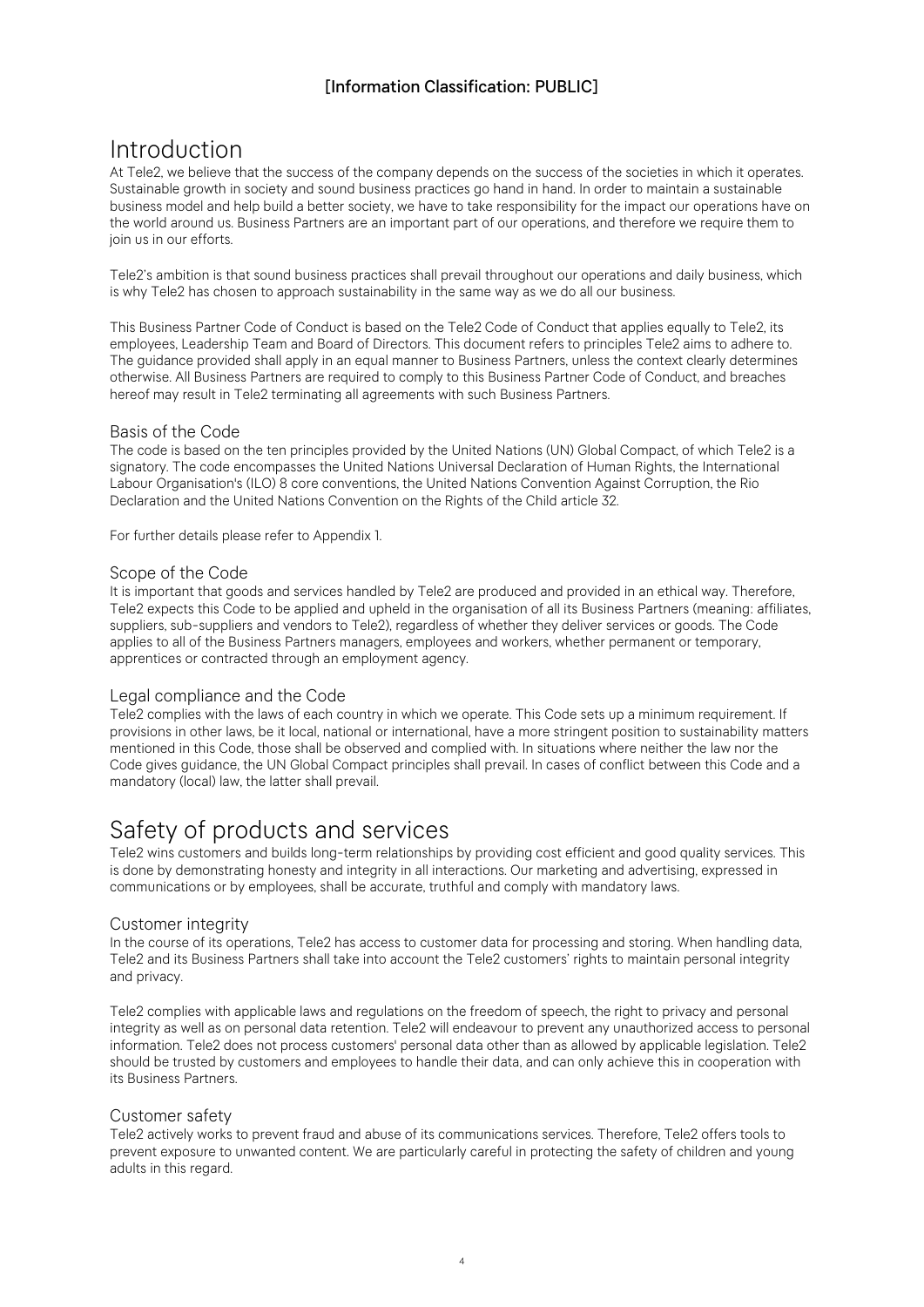[Information Classification: PUBLIC]

# Introduction

At Tele2, we believe that the success of the company depends on the success of the societies in which it operates. Sustainable growth in society and sound business practices go hand in hand. In order to maintain a sustainable business model and help build a better society, we have to take responsibility for the impact our operations have on the world around us. Business Partners are an important part of our operations, and therefore we require them to join us in our efforts.

Tele2's ambition is that sound business practices shall prevail throughout our operations and daily business, which is why Tele2 has chosen to approach sustainability in the same way as we do all our business.

This Business Partner Code of Conduct is based on the Tele2 Code of Conduct that applies equally to Tele2, its employees, Leadership Team and Board of Directors. This document refers to principles Tele2 aims to adhere to. The guidance provided shall apply in an equal manner to Business Partners, unless the context clearly determines otherwise. All Business Partners are required to comply to this Business Partner Code of Conduct, and breaches hereof may result in Tele2 terminating all agreements with such Business Partners.

## Basis of the Code

The code is based on the ten principles provided by the United Nations (UN) Global Compact, of which Tele2 is a signatory. The code encompasses the United Nations Universal Declaration of Human Rights, the International Labour Organisation's (ILO) 8 core conventions, the United Nations Convention Against Corruption, the Rio Declaration and the United Nations Convention on the Rights of the Child article 32.

For further details please refer to Appendix 1.

## Scope of the Code

It is important that goods and services handled by Tele2 are produced and provided in an ethical way. Therefore, Tele2 expects this Code to be applied and upheld in the organisation of all its Business Partners (meaning: affiliates, suppliers, sub-suppliers and vendors to Tele2), regardless of whether they deliver services or goods. The Code applies to all of the Business Partners managers, employees and workers, whether permanent or temporary, apprentices or contracted through an employment agency.

## Legal compliance and the Code

Tele2 complies with the laws of each country in which we operate. This Code sets up a minimum requirement. If provisions in other laws, be it local, national or international, have a more stringent position to sustainability matters mentioned in this Code, those shall be observed and complied with. In situations where neither the law nor the Code gives guidance, the UN Global Compact principles shall prevail. In cases of conflict between this Code and a mandatory (local) law, the latter shall prevail.

# Safety of products and services

Tele2 wins customers and builds long-term relationships by providing cost efficient and good quality services. This is done by demonstrating honesty and integrity in all interactions. Our marketing and advertising, expressed in communications or by employees, shall be accurate, truthful and comply with mandatory laws.

## Customer integrity

In the course of its operations, Tele2 has access to customer data for processing and storing. When handling data, Tele2 and its Business Partners shall take into account the Tele2 customers' rights to maintain personal integrity and privacy.

Tele2 complies with applicable laws and regulations on the freedom of speech, the right to privacy and personal integrity as well as on personal data retention. Tele2 will endeavour to prevent any unauthorized access to personal information. Tele2 does not process customers' personal data other than as allowed by applicable legislation. Tele2 should be trusted by customers and employees to handle their data, and can only achieve this in cooperation with its Business Partners.

## Customer safety

Tele2 actively works to prevent fraud and abuse of its communications services. Therefore, Tele2 offers tools to prevent exposure to unwanted content. We are particularly careful in protecting the safety of children and young adults in this regard.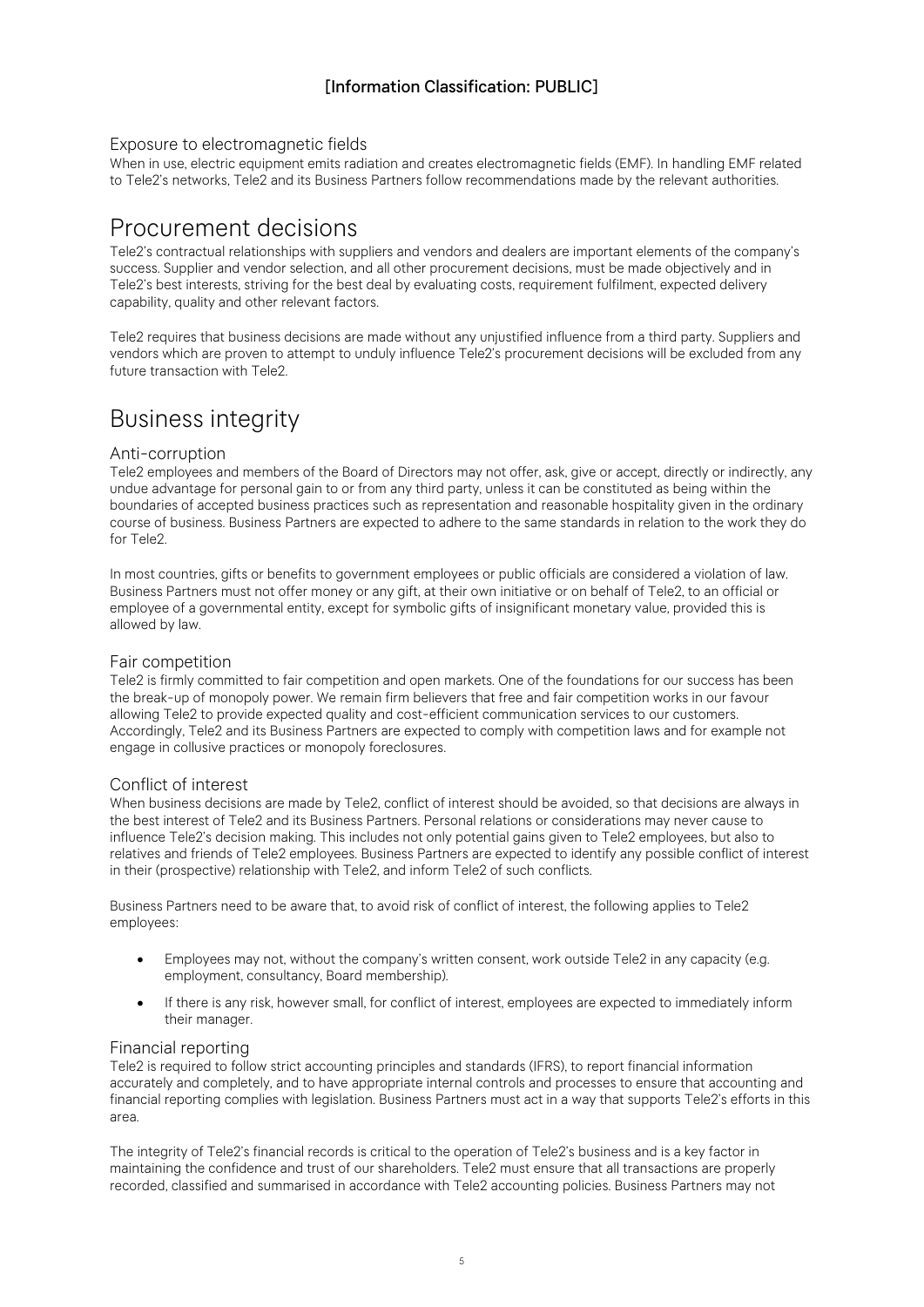### Exposure to electromagnetic fields

When in use, electric equipment emits radiation and creates electromagnetic fields (EMF). In handling EMF related to Tele2's networks, Tele2 and its Business Partners follow recommendations made by the relevant authorities.

## Procurement decisions

Tele2's contractual relationships with suppliers and vendors and dealers are important elements of the company's success. Supplier and vendor selection, and all other procurement decisions, must be made objectively and in Tele2's best interests, striving for the best deal by evaluating costs, requirement fulfilment, expected delivery capability, quality and other relevant factors.

Tele2 requires that business decisions are made without any unjustified influence from a third party. Suppliers and vendors which are proven to attempt to unduly influence Tele2's procurement decisions will be excluded from any future transaction with Tele2.

## Business integrity

### Anti-corruption

Tele2 employees and members of the Board of Directors may not offer, ask, give or accept, directly or indirectly, any undue advantage for personal gain to or from any third party, unless it can be constituted as being within the boundaries of accepted business practices such as representation and reasonable hospitality given in the ordinary course of business. Business Partners are expected to adhere to the same standards in relation to the work they do for Tele2.

In most countries, gifts or benefits to government employees or public officials are considered a violation of law. Business Partners must not offer money or any gift, at their own initiative or on behalf of Tele2, to an official or employee of a governmental entity, except for symbolic gifts of insignificant monetary value, provided this is allowed by law.

### Fair competition

Tele2 is firmly committed to fair competition and open markets. One of the foundations for our success has been the break-up of monopoly power. We remain firm believers that free and fair competition works in our favour allowing Tele2 to provide expected quality and cost-efficient communication services to our customers. Accordingly, Tele2 and its Business Partners are expected to comply with competition laws and for example not engage in collusive practices or monopoly foreclosures.

### Conflict of interest

When business decisions are made by Tele2, conflict of interest should be avoided, so that decisions are always in the best interest of Tele2 and its Business Partners. Personal relations or considerations may never cause to influence Tele2's decision making. This includes not only potential gains given to Tele2 employees, but also to relatives and friends of Tele2 employees. Business Partners are expected to identify any possible conflict of interest in their (prospective) relationship with Tele2, and inform Tele2 of such conflicts.

Business Partners need to be aware that, to avoid risk of conflict of interest, the following applies to Tele2 employees:

- Employees may not, without the company's written consent, work outside Tele2 in any capacity (e.g. employment, consultancy, Board membership).
- If there is any risk, however small, for conflict of interest, employees are expected to immediately inform their manager.

### Financial reporting

Tele2 is required to follow strict accounting principles and standards (IFRS), to report financial information accurately and completely, and to have appropriate internal controls and processes to ensure that accounting and financial reporting complies with legislation. Business Partners must act in a way that supports Tele2's efforts in this area.

The integrity of Tele2's financial records is critical to the operation of Tele2's business and is a key factor in maintaining the confidence and trust of our shareholders. Tele2 must ensure that all transactions are properly recorded, classified and summarised in accordance with Tele2 accounting policies. Business Partners may not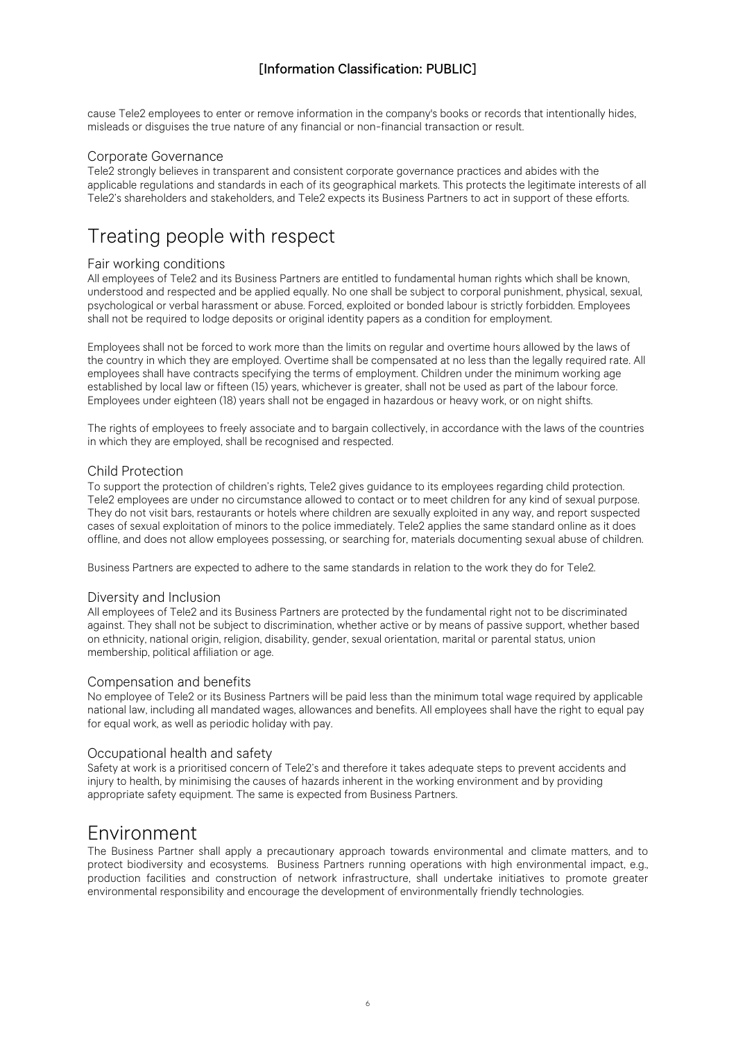cause Tele2 employees to enter or remove information in the company's books or records that intentionally hides, misleads or disguises the true nature of any financial or non-financial transaction or result.

### Corporate Governance

Tele2 strongly believes in transparent and consistent corporate governance practices and abides with the applicable regulations and standards in each of its geographical markets. This protects the legitimate interests of all Tele2's shareholders and stakeholders, and Tele2 expects its Business Partners to act in support of these efforts.

## Treating people with respect

### Fair working conditions

All employees of Tele2 and its Business Partners are entitled to fundamental human rights which shall be known, understood and respected and be applied equally. No one shall be subject to corporal punishment, physical, sexual, psychological or verbal harassment or abuse. Forced, exploited or bonded labour is strictly forbidden. Employees shall not be required to lodge deposits or original identity papers as a condition for employment.

Employees shall not be forced to work more than the limits on regular and overtime hours allowed by the laws of the country in which they are employed. Overtime shall be compensated at no less than the legally required rate. All employees shall have contracts specifying the terms of employment. Children under the minimum working age established by local law or fifteen (15) years, whichever is greater, shall not be used as part of the labour force. Employees under eighteen (18) years shall not be engaged in hazardous or heavy work, or on night shifts.

The rights of employees to freely associate and to bargain collectively, in accordance with the laws of the countries in which they are employed, shall be recognised and respected.

### Child Protection

To support the protection of children's rights, Tele2 gives guidance to its employees regarding child protection. Tele2 employees are under no circumstance allowed to contact or to meet children for any kind of sexual purpose. They do not visit bars, restaurants or hotels where children are sexually exploited in any way, and report suspected cases of sexual exploitation of minors to the police immediately. Tele2 applies the same standard online as it does offline, and does not allow employees possessing, or searching for, materials documenting sexual abuse of children.

Business Partners are expected to adhere to the same standards in relation to the work they do for Tele2.

### Diversity and Inclusion

All employees of Tele2 and its Business Partners are protected by the fundamental right not to be discriminated against. They shall not be subject to discrimination, whether active or by means of passive support, whether based on ethnicity, national origin, religion, disability, gender, sexual orientation, marital or parental status, union membership, political affiliation or age.

### Compensation and benefits

No employee of Tele2 or its Business Partners will be paid less than the minimum total wage required by applicable national law, including all mandated wages, allowances and benefits. All employees shall have the right to equal pay for equal work, as well as periodic holiday with pay.

### Occupational health and safety

Safety at work is a prioritised concern of Tele2's and therefore it takes adequate steps to prevent accidents and injury to health, by minimising the causes of hazards inherent in the working environment and by providing appropriate safety equipment. The same is expected from Business Partners.

## Environment

The Business Partner shall apply a precautionary approach towards environmental and climate matters, and to protect biodiversity and ecosystems. Business Partners running operations with high environmental impact, e.g., production facilities and construction of network infrastructure, shall undertake initiatives to promote greater environmental responsibility and encourage the development of environmentally friendly technologies.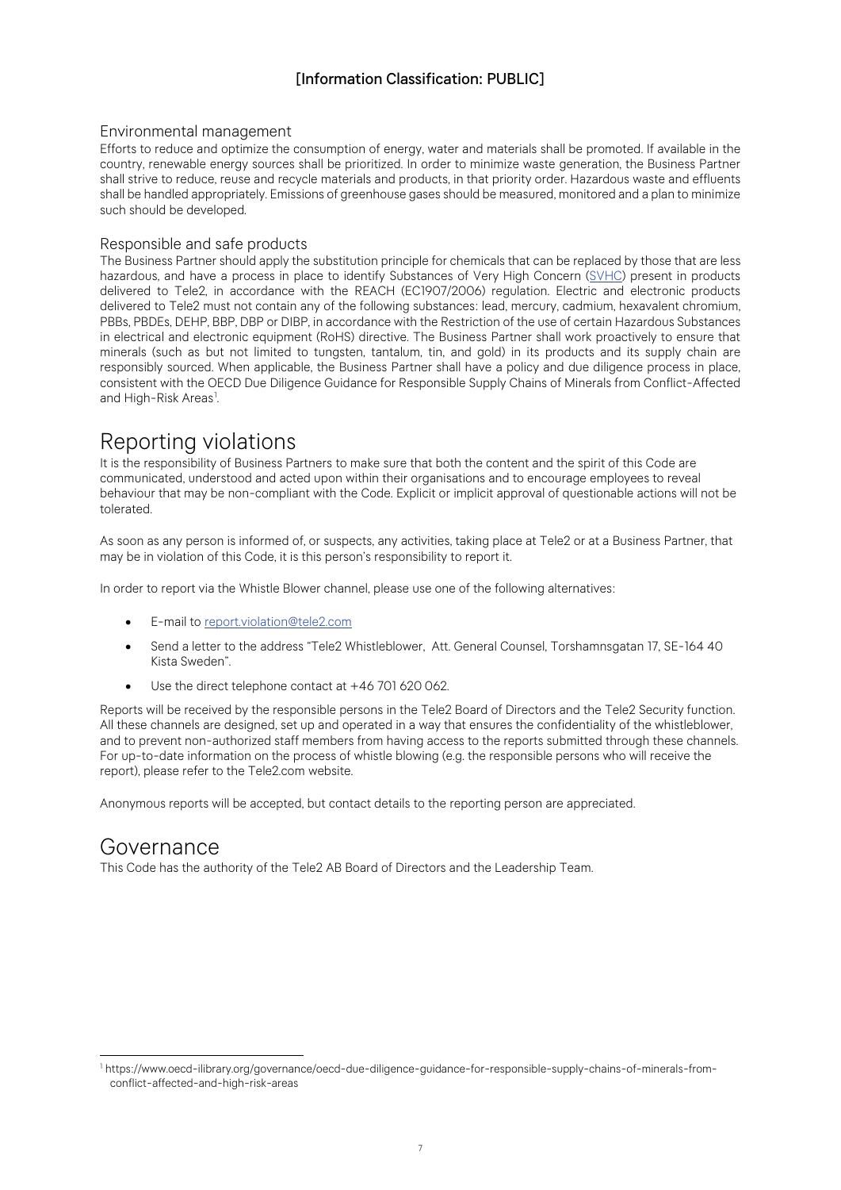[Information Classification: PUBLIC]

### Environmental management

Efforts to reduce and optimize the consumption of energy, water and materials shall be promoted. If available in the country, renewable energy sources shall be prioritized. In order to minimize waste generation, the Business Partner shall strive to reduce, reuse and recycle materials and products, in that priority order. Hazardous waste and effluents shall be handled appropriately. Emissions of greenhouse gases should be measured, monitored and a plan to minimize such should be developed.

### Responsible and safe products

The Business Partner should apply the substitution principle for chemicals that can be replaced by those that are less hazardous, and have a process in place to identify Substances of Very High Concern (SVHC) present in products delivered to Tele2, in accordance with the REACH (EC1907/2006) regulation. Electric and electronic products delivered to Tele2 must not contain any of the following substances: lead, mercury, cadmium, hexavalent chromium, PBBs, PBDEs, DEHP, BBP, DBP or DIBP, in accordance with the Restriction of the use of certain Hazardous Substances in electrical and electronic equipment (RoHS) directive. The Business Partner shall work proactively to ensure that minerals (such as but not limited to tungsten, tantalum, tin, and gold) in its products and its supply chain are responsibly sourced. When applicable, the Business Partner shall have a policy and due diligence process in place, consistent with the OECD Due Diligence Guidance for Responsible Supply Chains of Minerals from Conflict-Affected and High-Risk Areas[1].

## Reporting violations

It is the responsibility of Business Partners to make sure that both the content and the spirit of this Code are communicated, understood and acted upon within their organisations and to encourage employees to reveal behaviour that may be non-compliant with the Code. Explicit or implicit approval of questionable actions will not be tolerated.

As soon as any person is informed of, or suspects, any activities, taking place at Tele2 or at a Business Partner, that may be in violation of this Code, it is this person's responsibility to report it.

In order to report via the Whistle Blower channel, please use one of the following alternatives:

- E-mail to report.violation@tele2.com
- Send a letter to the address "Tele2 Whistleblower, Att. General Counsel, Torshamnsgatan 17, SE-164 40 Kista Sweden".
- Use the direct telephone contact at +46 701 620 062.

Reports will be received by the responsible persons in the Tele2 Board of Directors and the Tele2 Security function. All these channels are designed, set up and operated in a way that ensures the confidentiality of the whistleblower, and to prevent non-authorized staff members from having access to the reports submitted through these channels. For up-to-date information on the process of whistle blowing (e.g. the responsible persons who will receive the report), please refer to the Tele2.com website.

Anonymous reports will be accepted, but contact details to the reporting person are appreciated.

## Governance

This Code has the authority of the Tele2 AB Board of Directors and the Leadership Team.

[1] https://www.oecd-ilibrary.org/governance/oecd-due-diligence-guidance-for-responsible-supply-chains-of-minerals-from-conflict-affected-and-high-risk-areas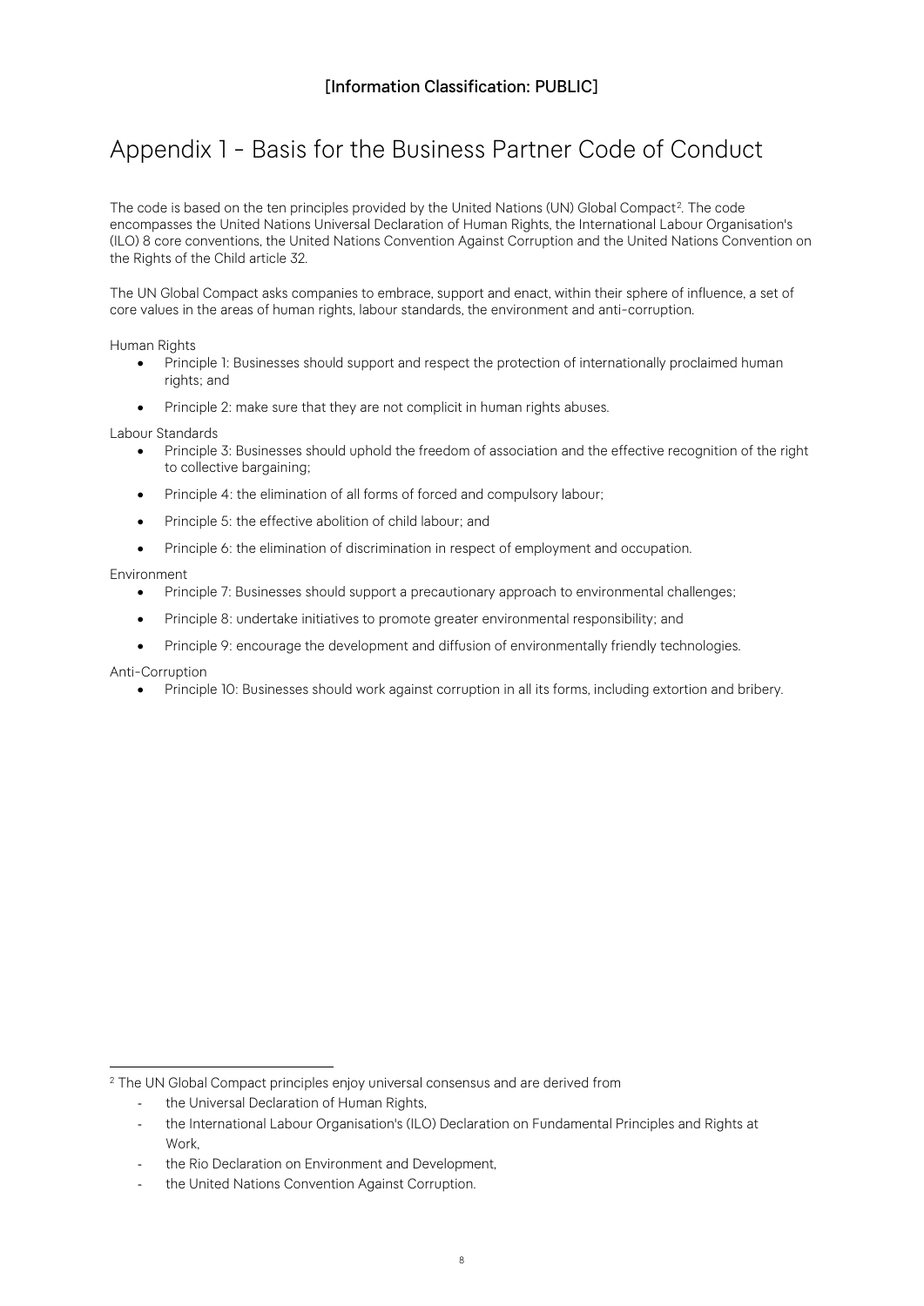[Information Classification: PUBLIC]

# Appendix 1 - Basis for the Business Partner Code of Conduct

The code is based on the ten principles provided by the United Nations (UN) Global Compact[2]. The code encompasses the United Nations Universal Declaration of Human Rights, the International Labour Organisation's (ILO) 8 core conventions, the United Nations Convention Against Corruption and the United Nations Convention on the Rights of the Child article 32.

The UN Global Compact asks companies to embrace, support and enact, within their sphere of influence, a set of core values in the areas of human rights, labour standards, the environment and anti-corruption.

Human Rights

- Principle 1: Businesses should support and respect the protection of internationally proclaimed human rights; and
- Principle 2: make sure that they are not complicit in human rights abuses.

Labour Standards

- Principle 3: Businesses should uphold the freedom of association and the effective recognition of the right to collective bargaining;
- Principle 4: the elimination of all forms of forced and compulsory labour;
- Principle 5: the effective abolition of child labour; and
- Principle 6: the elimination of discrimination in respect of employment and occupation.

Environment

- Principle 7: Businesses should support a precautionary approach to environmental challenges;
- Principle 8: undertake initiatives to promote greater environmental responsibility; and
- Principle 9: encourage the development and diffusion of environmentally friendly technologies.

Anti-Corruption

- Principle 10: Businesses should work against corruption in all its forms, including extortion and bribery.

---

[2] The UN Global Compact principles enjoy universal consensus and are derived from

- the Universal Declaration of Human Rights,
- the International Labour Organisation's (ILO) Declaration on Fundamental Principles and Rights at Work,
- the Rio Declaration on Environment and Development,
- the United Nations Convention Against Corruption.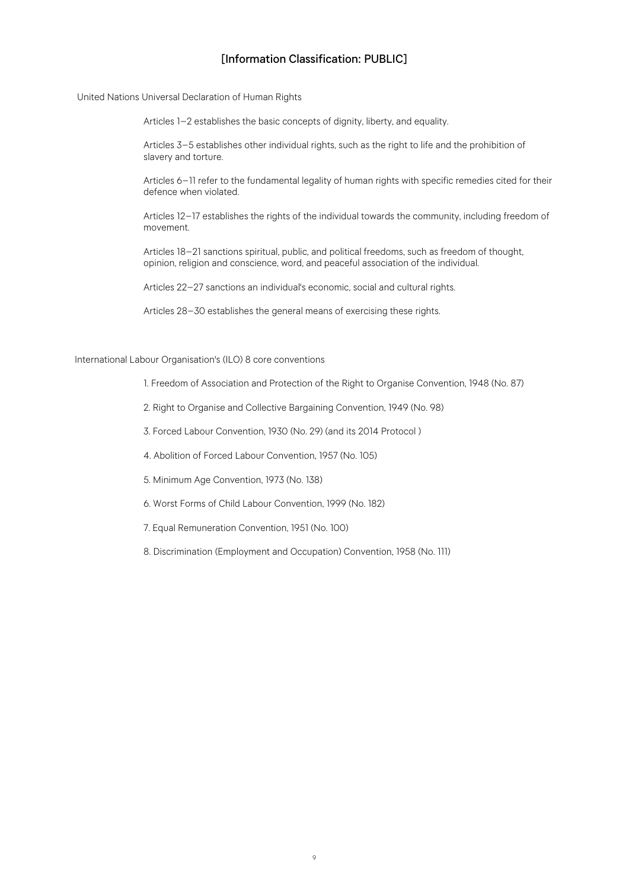[Information Classification: PUBLIC]

United Nations Universal Declaration of Human Rights

Articles 1–2 establishes the basic concepts of dignity, liberty, and equality.

Articles 3–5 establishes other individual rights, such as the right to life and the prohibition of slavery and torture.

Articles 6–11 refer to the fundamental legality of human rights with specific remedies cited for their defence when violated.

Articles 12–17 establishes the rights of the individual towards the community, including freedom of movement.

Articles 18–21 sanctions spiritual, public, and political freedoms, such as freedom of thought, opinion, religion and conscience, word, and peaceful association of the individual.

Articles 22–27 sanctions an individual's economic, social and cultural rights.

Articles 28–30 establishes the general means of exercising these rights.

International Labour Organisation's (ILO) 8 core conventions

1. Freedom of Association and Protection of the Right to Organise Convention, 1948 (No. 87)
2. Right to Organise and Collective Bargaining Convention, 1949 (No. 98)
3. Forced Labour Convention, 1930 (No. 29) (and its 2014 Protocol )
4. Abolition of Forced Labour Convention, 1957 (No. 105)
5. Minimum Age Convention, 1973 (No. 138)
6. Worst Forms of Child Labour Convention, 1999 (No. 182)
7. Equal Remuneration Convention, 1951 (No. 100)
8. Discrimination (Employment and Occupation) Convention, 1958 (No. 111)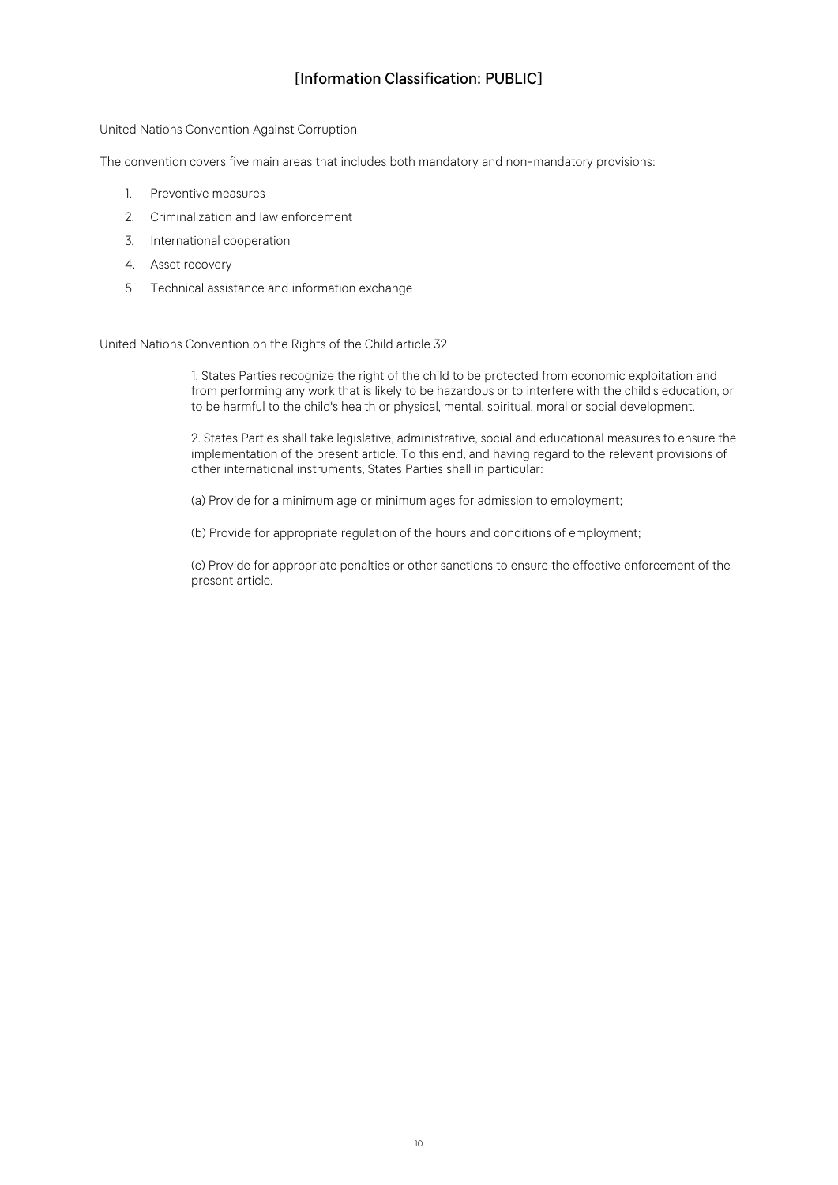[Information Classification: PUBLIC]

United Nations Convention Against Corruption

The convention covers five main areas that includes both mandatory and non-mandatory provisions:

1. Preventive measures
2. Criminalization and law enforcement
3. International cooperation
4. Asset recovery
5. Technical assistance and information exchange

United Nations Convention on the Rights of the Child article 32

> 1. States Parties recognize the right of the child to be protected from economic exploitation and from performing any work that is likely to be hazardous or to interfere with the child's education, or to be harmful to the child's health or physical, mental, spiritual, moral or social development.
>
> 2. States Parties shall take legislative, administrative, social and educational measures to ensure the implementation of the present article. To this end, and having regard to the relevant provisions of other international instruments, States Parties shall in particular:
>
> (a) Provide for a minimum age or minimum ages for admission to employment;
>
> (b) Provide for appropriate regulation of the hours and conditions of employment;
>
> (c) Provide for appropriate penalties or other sanctions to ensure the effective enforcement of the present article.